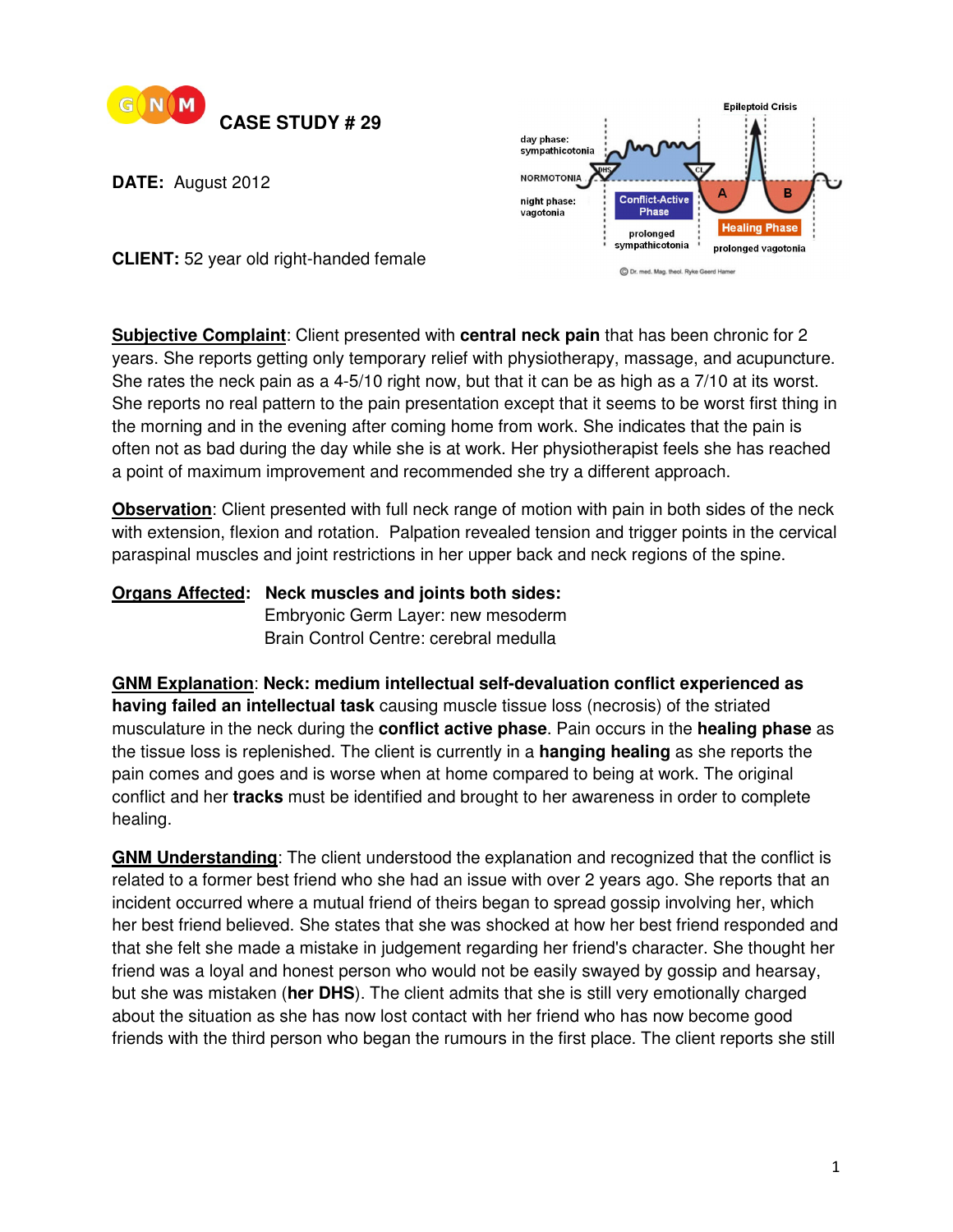GNM

# CASE STUDY # 29

**DATE:** August 2012

**CLIENT:** 52 year old right-handed female

<u>**Subjective Complaint**</u>: Client presented with **central neck pain** that has been chronic for 2 years. She reports getting only temporary relief with physiotherapy, massage, and acupuncture. She rates the neck pain as a 4-5/10 right now, but that it can be as high as a 7/10 at its worst. She reports no real pattern to the pain presentation except that it seems to be worst first thing in the morning and in the evening after coming home from work. She indicates that the pain is often not as bad during the day while she is at work. Her physiotherapist feels she has reached a point of maximum improvement and recommended she try a different approach.

<u>**Observation**</u>: Client presented with full neck range of motion with pain in both sides of the neck with extension, flexion and rotation. Palpation revealed tension and trigger points in the cervical paraspinal muscles and joint restrictions in her upper back and neck regions of the spine.

<u>**Organs Affected**</u>: **Neck muscles and joints both sides:**
Embryonic Germ Layer: new mesoderm
Brain Control Centre: cerebral medulla

<u>**GNM Explanation**</u>: **Neck: medium intellectual self-devaluation conflict experienced as having failed an intellectual task** causing muscle tissue loss (necrosis) of the striated musculature in the neck during the **conflict active phase**. Pain occurs in the **healing phase** as the tissue loss is replenished. The client is currently in a **hanging healing** as she reports the pain comes and goes and is worse when at home compared to being at work. The original conflict and her **tracks** must be identified and brought to her awareness in order to complete healing.

<u>**GNM Understanding**</u>: The client understood the explanation and recognized that the conflict is related to a former best friend who she had an issue with over 2 years ago. She reports that an incident occurred where a mutual friend of theirs began to spread gossip involving her, which her best friend believed. She states that she was shocked at how her best friend responded and that she felt she made a mistake in judgement regarding her friend's character. She thought her friend was a loyal and honest person who would not be easily swayed by gossip and hearsay, but she was mistaken (**her DHS**). The client admits that she is still very emotionally charged about the situation as she has now lost contact with her friend who has now become good friends with the third person who began the rumours in the first place. The client reports she still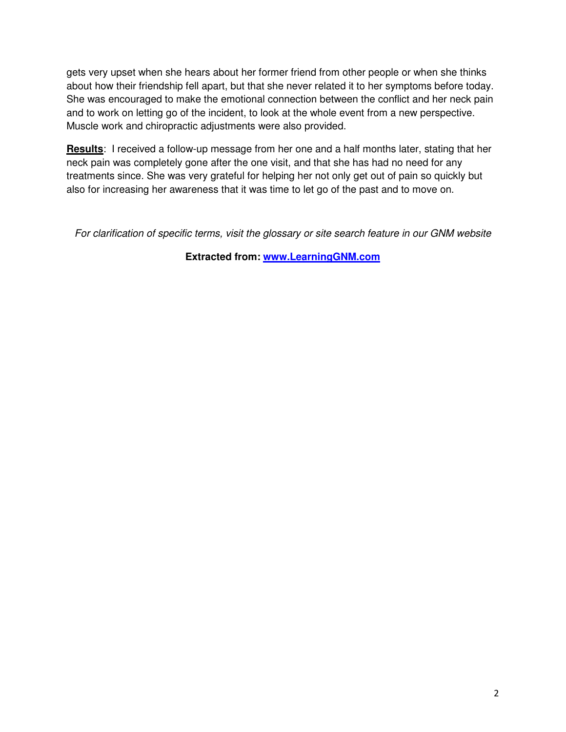gets very upset when she hears about her former friend from other people or when she thinks about how their friendship fell apart, but that she never related it to her symptoms before today. She was encouraged to make the emotional connection between the conflict and her neck pain and to work on letting go of the incident, to look at the whole event from a new perspective. Muscle work and chiropractic adjustments were also provided.

**Results**: I received a follow-up message from her one and a half months later, stating that her neck pain was completely gone after the one visit, and that she has had no need for any treatments since. She was very grateful for helping her not only get out of pain so quickly but also for increasing her awareness that it was time to let go of the past and to move on.

*For clarification of specific terms, visit the glossary or site search feature in our GNM website*

**Extracted from: [www.LearningGNM.com](http://www.LearningGNM.com)**